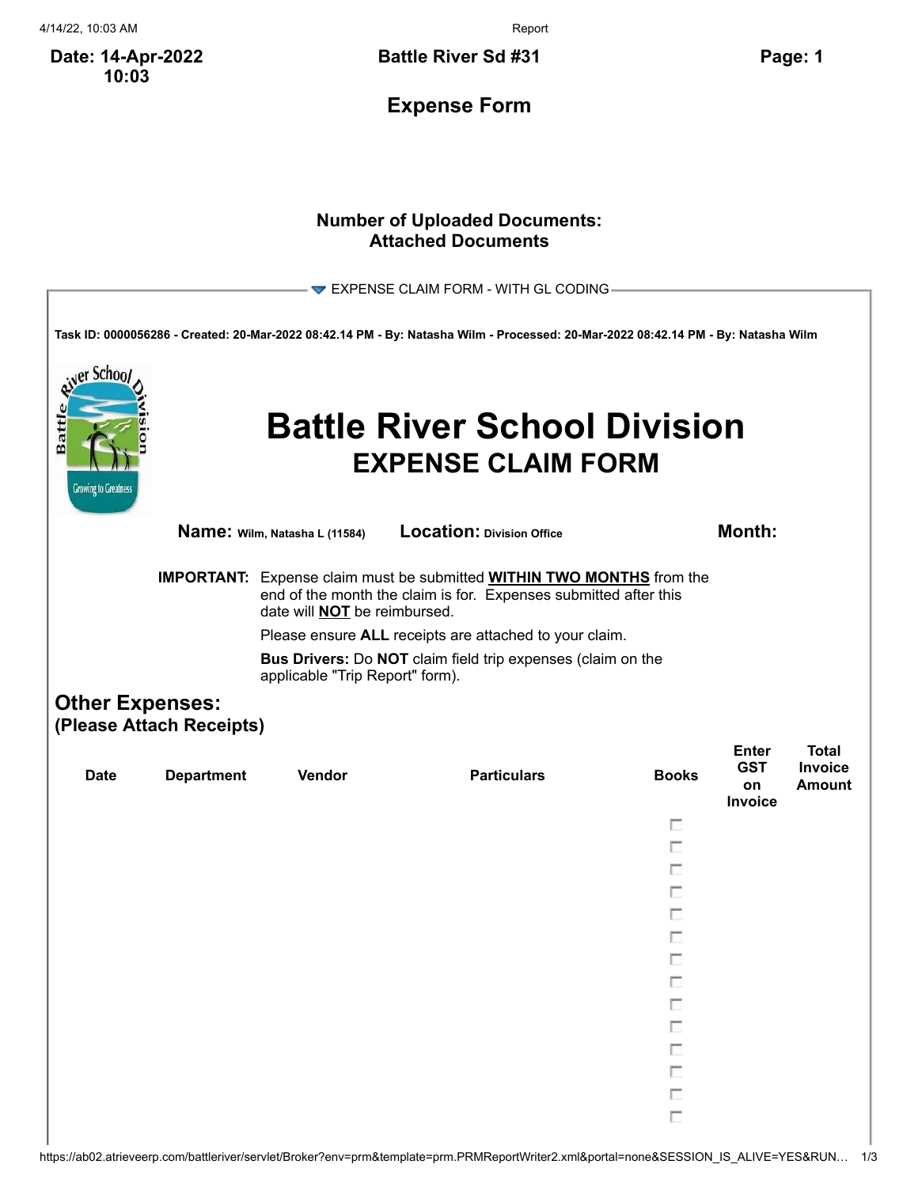**Date: 14-Apr-2022 10:03**

**Battle River Sd #31**

## Expense Form

**Number of Uploaded Documents:**
**Attached Documents**

EXPENSE CLAIM FORM - WITH GL CODING

**Task ID: 0000056286 - Created: 20-Mar-2022 08:42.14 PM - By: Natasha Wilm - Processed: 20-Mar-2022 08:42.14 PM - By: Natasha Wilm**

# Battle River School Division
## EXPENSE CLAIM FORM

**Name:** Wilm, Natasha L (11584) **Location:** Division Office **Month:**

**IMPORTANT:** Expense claim must be submitted **WITHIN TWO MONTHS** from the end of the month the claim is for. Expenses submitted after this date will **NOT** be reimbursed.

Please ensure **ALL** receipts are attached to your claim.

**Bus Drivers:** Do **NOT** claim field trip expenses (claim on the applicable "Trip Report" form).

### Other Expenses:
**(Please Attach Receipts)**

| Date | Department | Vendor | Particulars | Books | Enter GST on Invoice | Total Invoice Amount |
|---|---|---|---|---|---|---|
| | | | | ☐ | | |
| | | | | ☐ | | |
| | | | | ☐ | | |
| | | | | ☐ | | |
| | | | | ☐ | | |
| | | | | ☐ | | |
| | | | | ☐ | | |
| | | | | ☐ | | |
| | | | | ☐ | | |
| | | | | ☐ | | |
| | | | | ☐ | | |
| | | | | ☐ | | |
| | | | | ☐ | | |
| | | | | ☐ | | |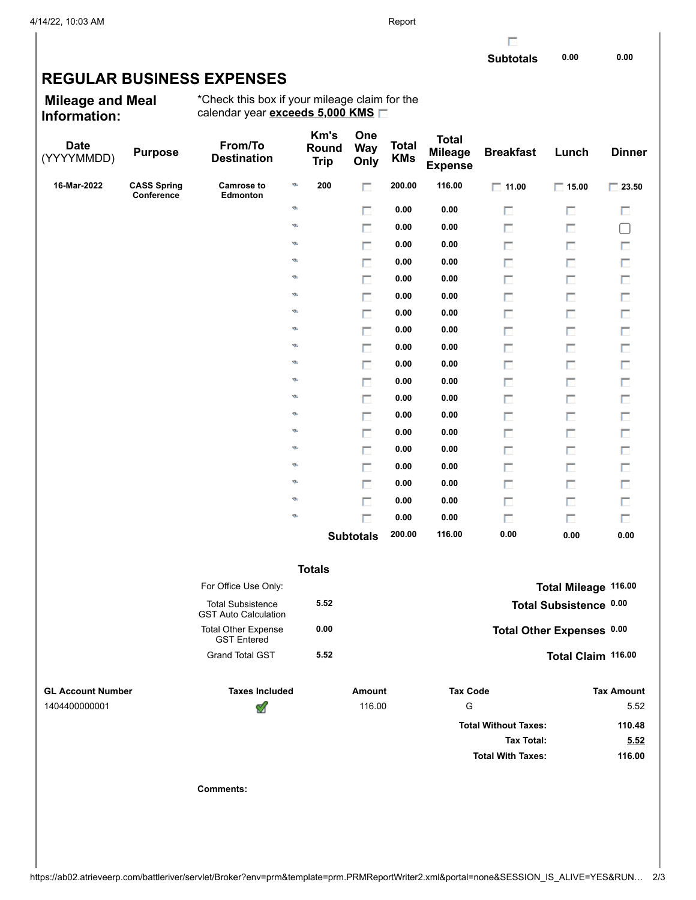| | | |
|---|---|---|
| Subtotals | 0.00 | 0.00 |

# REGULAR BUSINESS EXPENSES

**Mileage and Meal Information:**

*Check this box if your mileage claim for the calendar year **exceeds 5,000 KMS** ☐

| Date (YYYYMMDD) | Purpose | From/To Destination | Km's Round Trip | One Way Only | Total KMs | Total Mileage Expense | Breakfast | Lunch | Dinner |
|---|---|---|---|---|---|---|---|---|---|
| 16-Mar-2022 | CASS Spring Conference | Camrose to Edmonton | 200 | ☐ | 200.00 | 116.00 | ☐ 11.00 | ☐ 15.00 | ☐ 23.50 |
| | | | | ☐ | 0.00 | 0.00 | ☐ | ☐ | ☐ |
| | | | | ☐ | 0.00 | 0.00 | ☐ | ☐ | ☐ |
| | | | | ☐ | 0.00 | 0.00 | ☐ | ☐ | ☐ |
| | | | | ☐ | 0.00 | 0.00 | ☐ | ☐ | ☐ |
| | | | | ☐ | 0.00 | 0.00 | ☐ | ☐ | ☐ |
| | | | | ☐ | 0.00 | 0.00 | ☐ | ☐ | ☐ |
| | | | | ☐ | 0.00 | 0.00 | ☐ | ☐ | ☐ |
| | | | | ☐ | 0.00 | 0.00 | ☐ | ☐ | ☐ |
| | | | | ☐ | 0.00 | 0.00 | ☐ | ☐ | ☐ |
| | | | | ☐ | 0.00 | 0.00 | ☐ | ☐ | ☐ |
| | | | | ☐ | 0.00 | 0.00 | ☐ | ☐ | ☐ |
| | | | | ☐ | 0.00 | 0.00 | ☐ | ☐ | ☐ |
| | | | | ☐ | 0.00 | 0.00 | ☐ | ☐ | ☐ |
| | | | | ☐ | 0.00 | 0.00 | ☐ | ☐ | ☐ |
| | | | | ☐ | 0.00 | 0.00 | ☐ | ☐ | ☐ |
| | | | | ☐ | 0.00 | 0.00 | ☐ | ☐ | ☐ |
| | | | | ☐ | 0.00 | 0.00 | ☐ | ☐ | ☐ |
| | | | | ☐ | 0.00 | 0.00 | ☐ | ☐ | ☐ |
| | | | | ☐ | 0.00 | 0.00 | ☐ | ☐ | ☐ |
| | | | | **Subtotals** | 200.00 | 116.00 | 0.00 | 0.00 | 0.00 |

**Totals**

| For Office Use Only: | | | |
|---|---|---|---|
| Total Subsistence GST Auto Calculation | 5.52 | **Total Mileage** | 116.00 |
| Total Other Expense GST Entered | 0.00 | **Total Subsistence** | 0.00 |
| Grand Total GST | 5.52 | **Total Other Expenses** | 0.00 |
| | | **Total Claim** | 116.00 |

| GL Account Number | Taxes Included | Amount | Tax Code | Tax Amount |
|---|---|---|---|---|
| 1404400000001 | ✔ | 116.00 | G | 5.52 |
| | | | **Total Without Taxes:** | 110.48 |
| | | | **Tax Total:** | 5.52 |
| | | | **Total With Taxes:** | 116.00 |

**Comments:**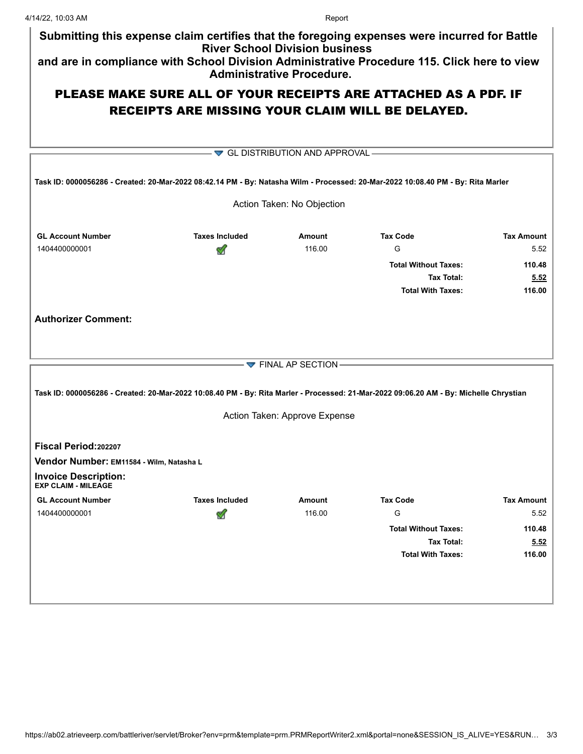**Submitting this expense claim certifies that the foregoing expenses were incurred for Battle River School Division business and are in compliance with School Division Administrative Procedure 115. Click here to view Administrative Procedure.**

## PLEASE MAKE SURE ALL OF YOUR RECEIPTS ARE ATTACHED AS A PDF. IF RECEIPTS ARE MISSING YOUR CLAIM WILL BE DELAYED.

### GL DISTRIBUTION AND APPROVAL

**Task ID: 0000056286 - Created: 20-Mar-2022 08:42.14 PM - By: Natasha Wilm - Processed: 20-Mar-2022 10:08.40 PM - By: Rita Marler**

Action Taken: No Objection

| GL Account Number | Taxes Included | Amount | Tax Code | Tax Amount |
|---|---|---|---|---|
| 1404400000001 | ✔ | 116.00 | G | 5.52 |
| | | | **Total Without Taxes:** | **110.48** |
| | | | **Tax Total:** | **5.52** |
| | | | **Total With Taxes:** | **116.00** |

**Authorizer Comment:**

### FINAL AP SECTION

**Task ID: 0000056286 - Created: 20-Mar-2022 10:08.40 PM - By: Rita Marler - Processed: 21-Mar-2022 09:06.20 AM - By: Michelle Chrystian**

Action Taken: Approve Expense

**Fiscal Period:** **202207**

**Vendor Number:** **EM11584 - Wilm, Natasha L**

**Invoice Description:**
**EXP CLAIM - MILEAGE**

| GL Account Number | Taxes Included | Amount | Tax Code | Tax Amount |
|---|---|---|---|---|
| 1404400000001 | ✔ | 116.00 | G | 5.52 |
| | | | **Total Without Taxes:** | **110.48** |
| | | | **Tax Total:** | **5.52** |
| | | | **Total With Taxes:** | **116.00** |